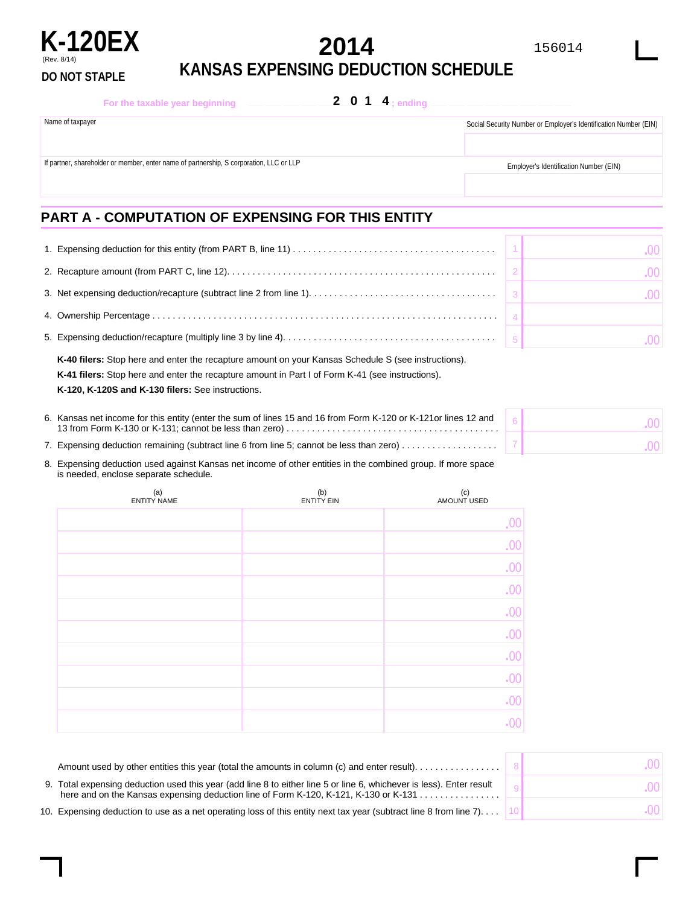# K-120EX

(Rev. 8/14)

**DO NOT STAPLE**

# 2014

## KANSAS EXPENSING DEDUCTION SCHEDULE

156014

For the taxable year beginning ____ 2 0 1 4 ; ending ____

| Name of taxpayer | Social Security Number or Employer's Identification Number (EIN) |
|---|---|
| | |
| If partner, shareholder or member, enter name of partnership, S corporation, LLC or LLP | Employer's Identification Number (EIN) |
| | |

## PART A - COMPUTATION OF EXPENSING FOR THIS ENTITY

| | Line | Amount |
|---|---|---|
| 1. Expensing deduction for this entity (from PART B, line 11) | 1 | .00 |
| 2. Recapture amount (from PART C, line 12). | 2 | .00 |
| 3. Net expensing deduction/recapture (subtract line 2 from line 1). | 3 | .00 |
| 4. Ownership Percentage | 4 | |
| 5. Expensing deduction/recapture (multiply line 3 by line 4). | 5 | .00 |

**K-40 filers:** Stop here and enter the recapture amount on your Kansas Schedule S (see instructions).

**K-41 filers:** Stop here and enter the recapture amount in Part I of Form K-41 (see instructions).

**K-120, K-120S and K-130 filers:** See instructions.

| | Line | Amount |
|---|---|---|
| 6. Kansas net income for this entity (enter the sum of lines 15 and 16 from Form K-120 or K-121or lines 12 and 13 from Form K-130 or K-131; cannot be less than zero) | 6 | .00 |
| 7. Expensing deduction remaining (subtract line 6 from line 5; cannot be less than zero) | 7 | .00 |

8. Expensing deduction used against Kansas net income of other entities in the combined group. If more space is needed, enclose separate schedule.

| (a) ENTITY NAME | (b) ENTITY EIN | (c) AMOUNT USED |
|---|---|---|
| | | .00 |
| | | .00 |
| | | .00 |
| | | .00 |
| | | .00 |
| | | .00 |
| | | .00 |
| | | .00 |
| | | .00 |
| | | .00 |

| | Line | Amount |
|---|---|---|
| Amount used by other entities this year (total the amounts in column (c) and enter result). | 8 | .00 |
| 9. Total expensing deduction used this year (add line 8 to either line 5 or line 6, whichever is less). Enter result here and on the Kansas expensing deduction line of Form K-120, K-121, K-130 or K-131 | 9 | .00 |
| 10. Expensing deduction to use as a net operating loss of this entity next tax year (subtract line 8 from line 7). | 10 | .00 |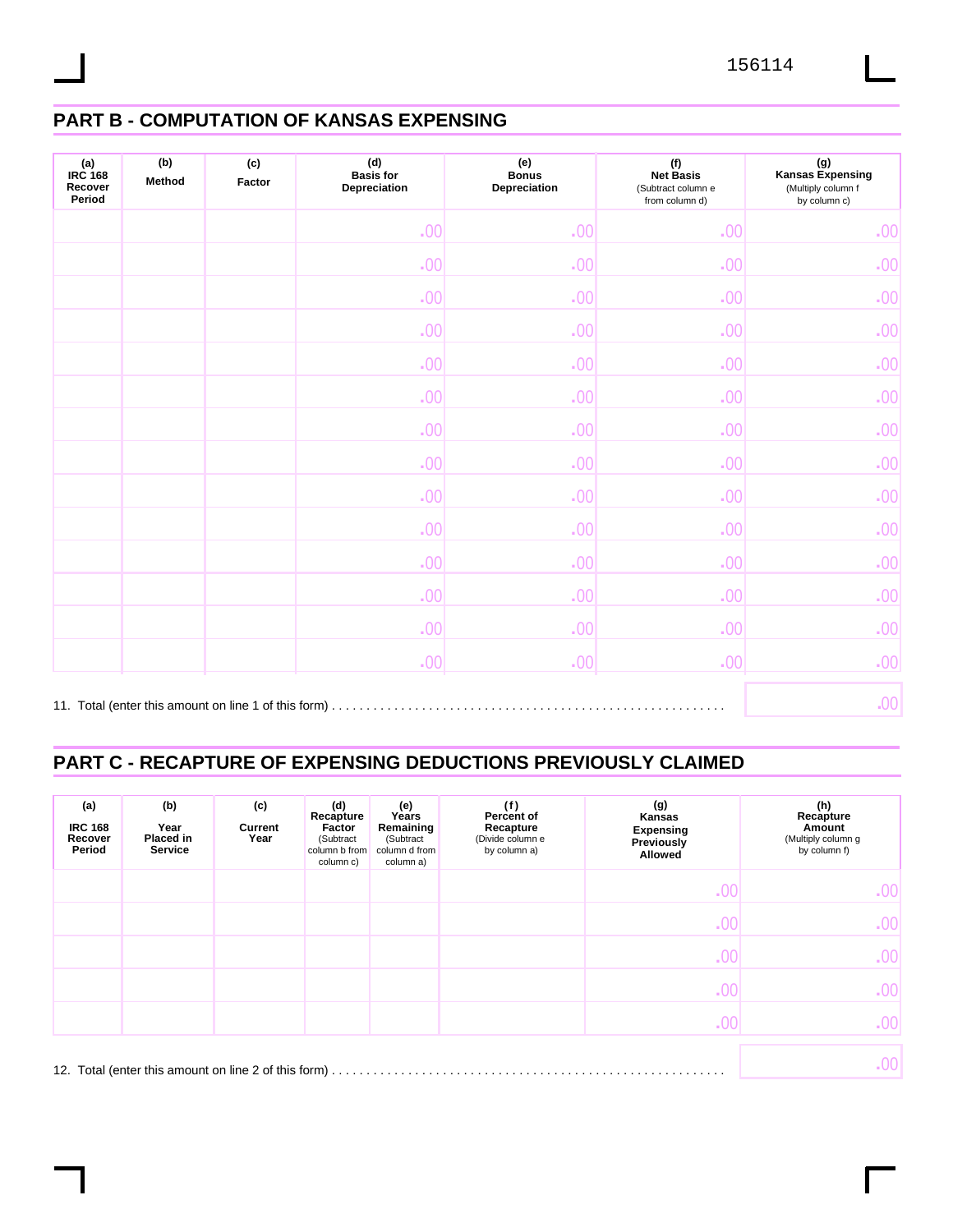## PART B - COMPUTATION OF KANSAS EXPENSING

| (a) IRC 168 Recover Period | (b) Method | (c) Factor | (d) Basis for Depreciation | (e) Bonus Depreciation | (f) Net Basis (Subtract column e from column d) | (g) Kansas Expensing (Multiply column f by column c) |
|---|---|---|---|---|---|---|
| | | | .00 | .00 | .00 | .00 |
| | | | .00 | .00 | .00 | .00 |
| | | | .00 | .00 | .00 | .00 |
| | | | .00 | .00 | .00 | .00 |
| | | | .00 | .00 | .00 | .00 |
| | | | .00 | .00 | .00 | .00 |
| | | | .00 | .00 | .00 | .00 |
| | | | .00 | .00 | .00 | .00 |
| | | | .00 | .00 | .00 | .00 |
| | | | .00 | .00 | .00 | .00 |
| | | | .00 | .00 | .00 | .00 |
| | | | .00 | .00 | .00 | .00 |
| | | | .00 | .00 | .00 | .00 |
| | | | .00 | .00 | .00 | .00 |

11. Total (enter this amount on line 1 of this form) . . . . . . . . . . . . . . . . . . . . . . . . . . . . . . . . . . . . . . . . . . . . . . . . . . . . . . . . .00

## PART C - RECAPTURE OF EXPENSING DEDUCTIONS PREVIOUSLY CLAIMED

| (a) IRC 168 Recover Period | (b) Year Placed in Service | (c) Current Year | (d) Recapture Factor (Subtract column b from column c) | (e) Years Remaining (Subtract column d from column a) | (f) Percent of Recapture (Divide column e by column a) | (g) Kansas Expensing Previously Allowed | (h) Recapture Amount (Multiply column g by column f) |
|---|---|---|---|---|---|---|---|
| | | | | | | .00 | .00 |
| | | | | | | .00 | .00 |
| | | | | | | .00 | .00 |
| | | | | | | .00 | .00 |
| | | | | | | .00 | .00 |

12. Total (enter this amount on line 2 of this form) . . . . . . . . . . . . . . . . . . . . . . . . . . . . . . . . . . . . . . . . . . . . . . . . . . . . . . . . .00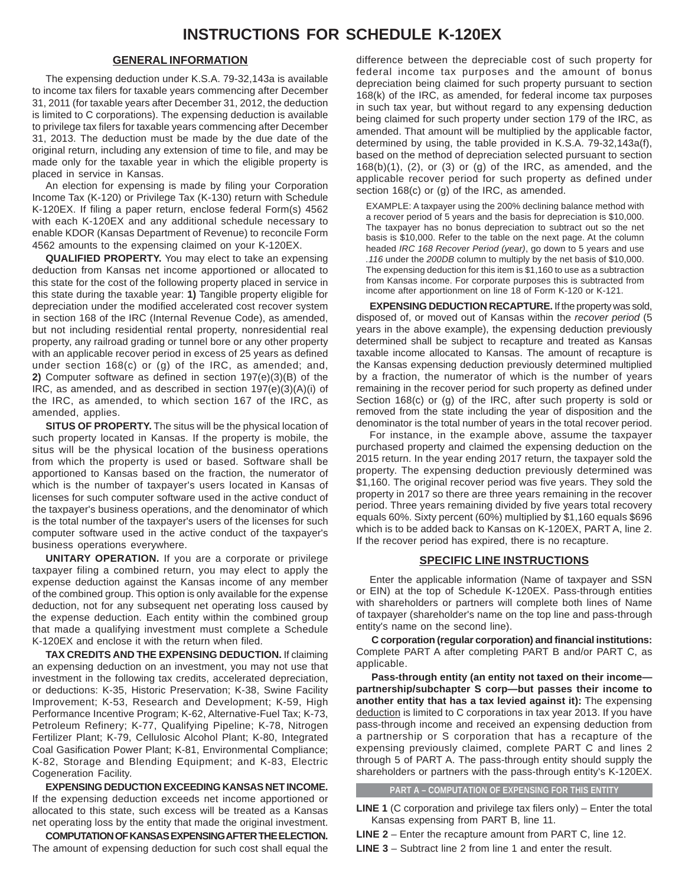# INSTRUCTIONS FOR SCHEDULE K-120EX

## GENERAL INFORMATION

The expensing deduction under K.S.A. 79-32,143a is available to income tax filers for taxable years commencing after December 31, 2011 (for taxable years after December 31, 2012, the deduction is limited to C corporations). The expensing deduction is available to privilege tax filers for taxable years commencing after December 31, 2013. The deduction must be made by the due date of the original return, including any extension of time to file, and may be made only for the taxable year in which the eligible property is placed in service in Kansas.

An election for expensing is made by filing your Corporation Income Tax (K-120) or Privilege Tax (K-130) return with Schedule K-120EX. If filing a paper return, enclose federal Form(s) 4562 with each K-120EX and any additional schedule necessary to enable KDOR (Kansas Department of Revenue) to reconcile Form 4562 amounts to the expensing claimed on your K-120EX.

**QUALIFIED PROPERTY.** You may elect to take an expensing deduction from Kansas net income apportioned or allocated to this state for the cost of the following property placed in service in this state during the taxable year: **1)** Tangible property eligible for depreciation under the modified accelerated cost recover system in section 168 of the IRC (Internal Revenue Code), as amended, but not including residential rental property, nonresidential real property, any railroad grading or tunnel bore or any other property with an applicable recover period in excess of 25 years as defined under section 168(c) or (g) of the IRC, as amended; and, **2)** Computer software as defined in section 197(e)(3)(B) of the IRC, as amended, and as described in section 197(e)(3)(A)(i) of the IRC, as amended, to which section 167 of the IRC, as amended, applies.

**SITUS OF PROPERTY.** The situs will be the physical location of such property located in Kansas. If the property is mobile, the situs will be the physical location of the business operations from which the property is used or based. Software shall be apportioned to Kansas based on the fraction, the numerator of which is the number of taxpayer's users located in Kansas of licenses for such computer software used in the active conduct of the taxpayer's business operations, and the denominator of which is the total number of the taxpayer's users of the licenses for such computer software used in the active conduct of the taxpayer's business operations everywhere.

**UNITARY OPERATION.** If you are a corporate or privilege taxpayer filing a combined return, you may elect to apply the expense deduction against the Kansas income of any member of the combined group. This option is only available for the expense deduction, not for any subsequent net operating loss caused by the expense deduction. Each entity within the combined group that made a qualifying investment must complete a Schedule K-120EX and enclose it with the return when filed.

**TAX CREDITS AND THE EXPENSING DEDUCTION.** If claiming an expensing deduction on an investment, you may not use that investment in the following tax credits, accelerated depreciation, or deductions: K-35, Historic Preservation; K-38, Swine Facility Improvement; K-53, Research and Development; K-59, High Performance Incentive Program; K-62, Alternative-Fuel Tax; K-73, Petroleum Refinery; K-77, Qualifying Pipeline; K-78, Nitrogen Fertilizer Plant; K-79, Cellulosic Alcohol Plant; K-80, Integrated Coal Gasification Power Plant; K-81, Environmental Compliance; K-82, Storage and Blending Equipment; and K-83, Electric Cogeneration Facility.

**EXPENSING DEDUCTION EXCEEDING KANSAS NET INCOME.** If the expensing deduction exceeds net income apportioned or allocated to this state, such excess will be treated as a Kansas net operating loss by the entity that made the original investment.

**COMPUTATION OF KANSAS EXPENSING AFTER THE ELECTION.** The amount of expensing deduction for such cost shall equal the difference between the depreciable cost of such property for federal income tax purposes and the amount of bonus depreciation being claimed for such property pursuant to section 168(k) of the IRC, as amended, for federal income tax purposes in such tax year, but without regard to any expensing deduction being claimed for such property under section 179 of the IRC, as amended. That amount will be multiplied by the applicable factor, determined by using, the table provided in K.S.A. 79-32,143a(f), based on the method of depreciation selected pursuant to section 168(b)(1), (2), or (3) or (g) of the IRC, as amended, and the applicable recover period for such property as defined under section 168(c) or (g) of the IRC, as amended.

EXAMPLE: A taxpayer using the 200% declining balance method with a recover period of 5 years and the basis for depreciation is $10,000. The taxpayer has no bonus depreciation to subtract out so the net basis is $10,000. Refer to the table on the next page. At the column headed *IRC 168 Recover Period (year)*, go down to 5 years and use *.116* under the *200DB* column to multiply by the net basis of $10,000. The expensing deduction for this item is $1,160 to use as a subtraction from Kansas income. For corporate purposes this is subtracted from income after apportionment on line 18 of Form K-120 or K-121.

**EXPENSING DEDUCTION RECAPTURE.** If the property was sold, disposed of, or moved out of Kansas within the *recover period* (5 years in the above example), the expensing deduction previously determined shall be subject to recapture and treated as Kansas taxable income allocated to Kansas. The amount of recapture is the Kansas expensing deduction previously determined multiplied by a fraction, the numerator of which is the number of years remaining in the recover period for such property as defined under Section 168(c) or (g) of the IRC, after such property is sold or removed from the state including the year of disposition and the denominator is the total number of years in the total recover period.

For instance, in the example above, assume the taxpayer purchased property and claimed the expensing deduction on the 2015 return. In the year ending 2017 return, the taxpayer sold the property. The expensing deduction previously determined was $1,160. The original recover period was five years. They sold the property in 2017 so there are three years remaining in the recover period. Three years remaining divided by five years total recovery equals 60%. Sixty percent (60%) multiplied by $1,160 equals $696 which is to be added back to Kansas on K-120EX, PART A, line 2. If the recover period has expired, there is no recapture.

## SPECIFIC LINE INSTRUCTIONS

Enter the applicable information (Name of taxpayer and SSN or EIN) at the top of Schedule K-120EX. Pass-through entities with shareholders or partners will complete both lines of Name of taxpayer (shareholder's name on the top line and pass-through entity's name on the second line).

**C corporation (regular corporation) and financial institutions:** Complete PART A after completing PART B and/or PART C, as applicable.

**Pass-through entity (an entity not taxed on their income—partnership/subchapter S corp—but passes their income to another entity that has a tax levied against it):** The expensing deduction is limited to C corporations in tax year 2013. If you have pass-through income and received an expensing deduction from a partnership or S corporation that has a recapture of the expensing previously claimed, complete PART C and lines 2 through 5 of PART A. The pass-through entity should supply the shareholders or partners with the pass-through entity's K-120EX.

### PART A – COMPUTATION OF EXPENSING FOR THIS ENTITY

**LINE 1** (C corporation and privilege tax filers only) – Enter the total Kansas expensing from PART B, line 11.

**LINE 2** – Enter the recapture amount from PART C, line 12.

**LINE 3** – Subtract line 2 from line 1 and enter the result.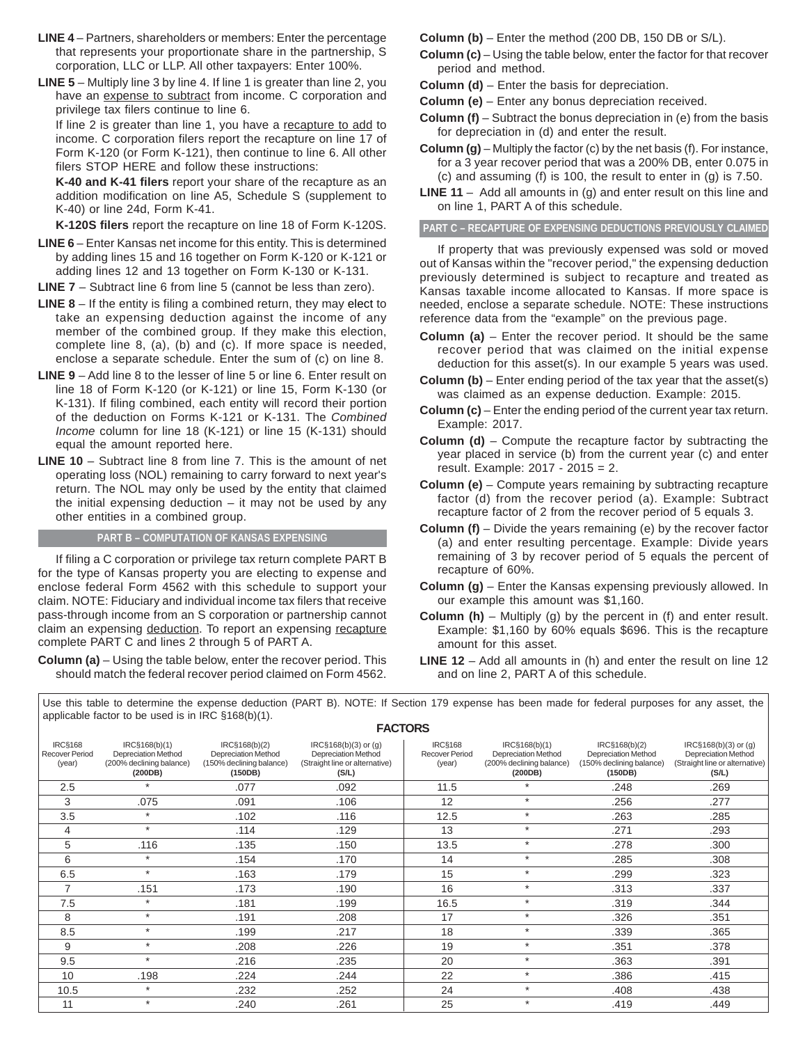**LINE 4** – Partners, shareholders or members: Enter the percentage that represents your proportionate share in the partnership, S corporation, LLC or LLP. All other taxpayers: Enter 100%.

**LINE 5** – Multiply line 3 by line 4. If line 1 is greater than line 2, you have an expense to subtract from income. C corporation and privilege tax filers continue to line 6.

If line 2 is greater than line 1, you have a recapture to add to income. C corporation filers report the recapture on line 17 of Form K-120 (or Form K-121), then continue to line 6. All other filers STOP HERE and follow these instructions:

**K-40 and K-41 filers** report your share of the recapture as an addition modification on line A5, Schedule S (supplement to K-40) or line 24d, Form K-41.

**K-120S filers** report the recapture on line 18 of Form K-120S.

**LINE 6** – Enter Kansas net income for this entity. This is determined by adding lines 15 and 16 together on Form K-120 or K-121 or adding lines 12 and 13 together on Form K-130 or K-131.

**LINE 7** – Subtract line 6 from line 5 (cannot be less than zero).

**LINE 8** – If the entity is filing a combined return, they may elect to take an expensing deduction against the income of any member of the combined group. If they make this election, complete line 8, (a), (b) and (c). If more space is needed, enclose a separate schedule. Enter the sum of (c) on line 8.

**LINE 9** – Add line 8 to the lesser of line 5 or line 6. Enter result on line 18 of Form K-120 (or K-121) or line 15, Form K-130 (or K-131). If filing combined, each entity will record their portion of the deduction on Forms K-121 or K-131. The *Combined Income* column for line 18 (K-121) or line 15 (K-131) should equal the amount reported here.

**LINE 10** – Subtract line 8 from line 7. This is the amount of net operating loss (NOL) remaining to carry forward to next year's return. The NOL may only be used by the entity that claimed the initial expensing deduction – it may not be used by any other entities in a combined group.

## PART B – COMPUTATION OF KANSAS EXPENSING

If filing a C corporation or privilege tax return complete PART B for the type of Kansas property you are electing to expense and enclose federal Form 4562 with this schedule to support your claim. NOTE: Fiduciary and individual income tax filers that receive pass-through income from an S corporation or partnership cannot claim an expensing deduction. To report an expensing recapture complete PART C and lines 2 through 5 of PART A.

**Column (a)** – Using the table below, enter the recover period. This should match the federal recover period claimed on Form 4562.

**Column (b)** – Enter the method (200 DB, 150 DB or S/L).

**Column (c)** – Using the table below, enter the factor for that recover period and method.

**Column (d)** – Enter the basis for depreciation.

**Column (e)** – Enter any bonus depreciation received.

**Column (f)** – Subtract the bonus depreciation in (e) from the basis for depreciation in (d) and enter the result.

**Column (g)** – Multiply the factor (c) by the net basis (f). For instance, for a 3 year recover period that was a 200% DB, enter 0.075 in (c) and assuming (f) is 100, the result to enter in (g) is 7.50.

**LINE 11** – Add all amounts in (g) and enter result on this line and on line 1, PART A of this schedule.

## PART C – RECAPTURE OF EXPENSING DEDUCTIONS PREVIOUSLY CLAIMED

If property that was previously expensed was sold or moved out of Kansas within the "recover period," the expensing deduction previously determined is subject to recapture and treated as Kansas taxable income allocated to Kansas. If more space is needed, enclose a separate schedule. NOTE: These instructions reference data from the "example" on the previous page.

**Column (a)** – Enter the recover period. It should be the same recover period that was claimed on the initial expense deduction for this asset(s). In our example 5 years was used.

**Column (b)** – Enter ending period of the tax year that the asset(s) was claimed as an expense deduction. Example: 2015.

**Column (c)** – Enter the ending period of the current year tax return. Example: 2017.

**Column (d)** – Compute the recapture factor by subtracting the year placed in service (b) from the current year (c) and enter result. Example: 2017 - 2015 = 2.

**Column (e)** – Compute years remaining by subtracting recapture factor (d) from the recover period (a). Example: Subtract recapture factor of 2 from the recover period of 5 equals 3.

**Column (f)** – Divide the years remaining (e) by the recover factor (a) and enter resulting percentage. Example: Divide years remaining of 3 by recover period of 5 equals the percent of recapture of 60%.

**Column (g)** – Enter the Kansas expensing previously allowed. In our example this amount was $1,160.

**Column (h)** – Multiply (g) by the percent in (f) and enter result. Example: $1,160 by 60% equals $696. This is the recapture amount for this asset.

**LINE 12** – Add all amounts in (h) and enter the result on line 12 and on line 2, PART A of this schedule.

Use this table to determine the expense deduction (PART B). NOTE: If Section 179 expense has been made for federal purposes for any asset, the applicable factor to be used is in IRC §168(b)(1).

**FACTORS**

| IRC§168 Recover Period (year) | IRC§168(b)(1) Depreciation Method (200% declining balance) (200DB) | IRC§168(b)(2) Depreciation Method (150% declining balance) (150DB) | IRC§168(b)(3) or (g) Depreciation Method (Straight line or alternative) (S/L) | IRC§168 Recover Period (year) | IRC§168(b)(1) Depreciation Method (200% declining balance) (200DB) | IRC§168(b)(2) Depreciation Method (150% declining balance) (150DB) | IRC§168(b)(3) or (g) Depreciation Method (Straight line or alternative) (S/L) |
|---|---|---|---|---|---|---|---|
| 2.5 | * | .077 | .092 | 11.5 | * | .248 | .269 |
| 3 | .075 | .091 | .106 | 12 | * | .256 | .277 |
| 3.5 | * | .102 | .116 | 12.5 | * | .263 | .285 |
| 4 | * | .114 | .129 | 13 | * | .271 | .293 |
| 5 | .116 | .135 | .150 | 13.5 | * | .278 | .300 |
| 6 | * | .154 | .170 | 14 | * | .285 | .308 |
| 6.5 | * | .163 | .179 | 15 | * | .299 | .323 |
| 7 | .151 | .173 | .190 | 16 | * | .313 | .337 |
| 7.5 | * | .181 | .199 | 16.5 | * | .319 | .344 |
| 8 | * | .191 | .208 | 17 | * | .326 | .351 |
| 8.5 | * | .199 | .217 | 18 | * | .339 | .365 |
| 9 | * | .208 | .226 | 19 | * | .351 | .378 |
| 9.5 | * | .216 | .235 | 20 | * | .363 | .391 |
| 10 | .198 | .224 | .244 | 22 | * | .386 | .415 |
| 10.5 | * | .232 | .252 | 24 | * | .408 | .438 |
| 11 | * | .240 | .261 | 25 | * | .419 | .449 |